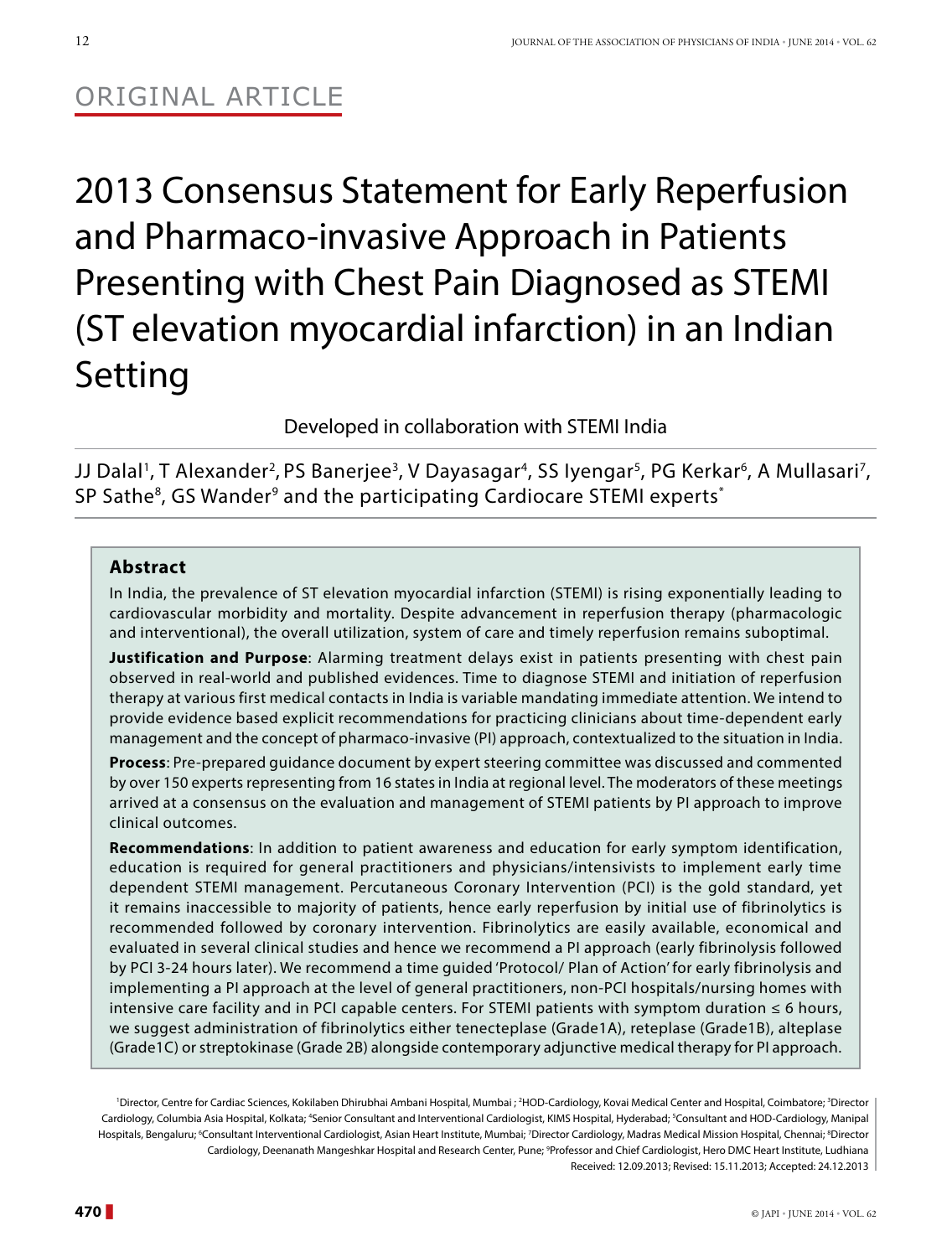ORIGINAL ARTICLE

# 2013 Consensus Statement for Early Reperfusion and Pharmaco-invasive Approach in Patients Presenting with Chest Pain Diagnosed as STEMI (ST elevation myocardial infarction) in an Indian Setting

Developed in collaboration with STEMI India

JJ Dalal[1], T Alexander[2], PS Banerjee[3], V Dayasagar[4], SS Iyengar[5], PG Kerkar[6], A Mullasari[7], SP Sathe[8], GS Wander[9] and the participating Cardiocare STEMI experts[*]

## Abstract

In India, the prevalence of ST elevation myocardial infarction (STEMI) is rising exponentially leading to cardiovascular morbidity and mortality. Despite advancement in reperfusion therapy (pharmacologic and interventional), the overall utilization, system of care and timely reperfusion remains suboptimal.

**Justification and Purpose**: Alarming treatment delays exist in patients presenting with chest pain observed in real-world and published evidences. Time to diagnose STEMI and initiation of reperfusion therapy at various first medical contacts in India is variable mandating immediate attention. We intend to provide evidence based explicit recommendations for practicing clinicians about time-dependent early management and the concept of pharmaco-invasive (PI) approach, contextualized to the situation in India.

**Process**: Pre-prepared guidance document by expert steering committee was discussed and commented by over 150 experts representing from 16 states in India at regional level. The moderators of these meetings arrived at a consensus on the evaluation and management of STEMI patients by PI approach to improve clinical outcomes.

**Recommendations**: In addition to patient awareness and education for early symptom identification, education is required for general practitioners and physicians/intensivists to implement early time dependent STEMI management. Percutaneous Coronary Intervention (PCI) is the gold standard, yet it remains inaccessible to majority of patients, hence early reperfusion by initial use of fibrinolytics is recommended followed by coronary intervention. Fibrinolytics are easily available, economical and evaluated in several clinical studies and hence we recommend a PI approach (early fibrinolysis followed by PCI 3-24 hours later). We recommend a time guided 'Protocol/ Plan of Action' for early fibrinolysis and implementing a PI approach at the level of general practitioners, non-PCI hospitals/nursing homes with intensive care facility and in PCI capable centers. For STEMI patients with symptom duration ≤ 6 hours, we suggest administration of fibrinolytics either tenecteplase (Grade1A), reteplase (Grade1B), alteplase (Grade1C) or streptokinase (Grade 2B) alongside contemporary adjunctive medical therapy for PI approach.

[1]Director, Centre for Cardiac Sciences, Kokilaben Dhirubhai Ambani Hospital, Mumbai ; [2]HOD-Cardiology, Kovai Medical Center and Hospital, Coimbatore; [3]Director Cardiology, Columbia Asia Hospital, Kolkata; [4]Senior Consultant and Interventional Cardiologist, KIMS Hospital, Hyderabad; [5]Consultant and HOD-Cardiology, Manipal Hospitals, Bengaluru; [6]Consultant Interventional Cardiologist, Asian Heart Institute, Mumbai; [7]Director Cardiology, Madras Medical Mission Hospital, Chennai; [8]Director Cardiology, Deenanath Mangeshkar Hospital and Research Center, Pune; [9]Professor and Chief Cardiologist, Hero DMC Heart Institute, Ludhiana
Received: 12.09.2013; Revised: 15.11.2013; Accepted: 24.12.2013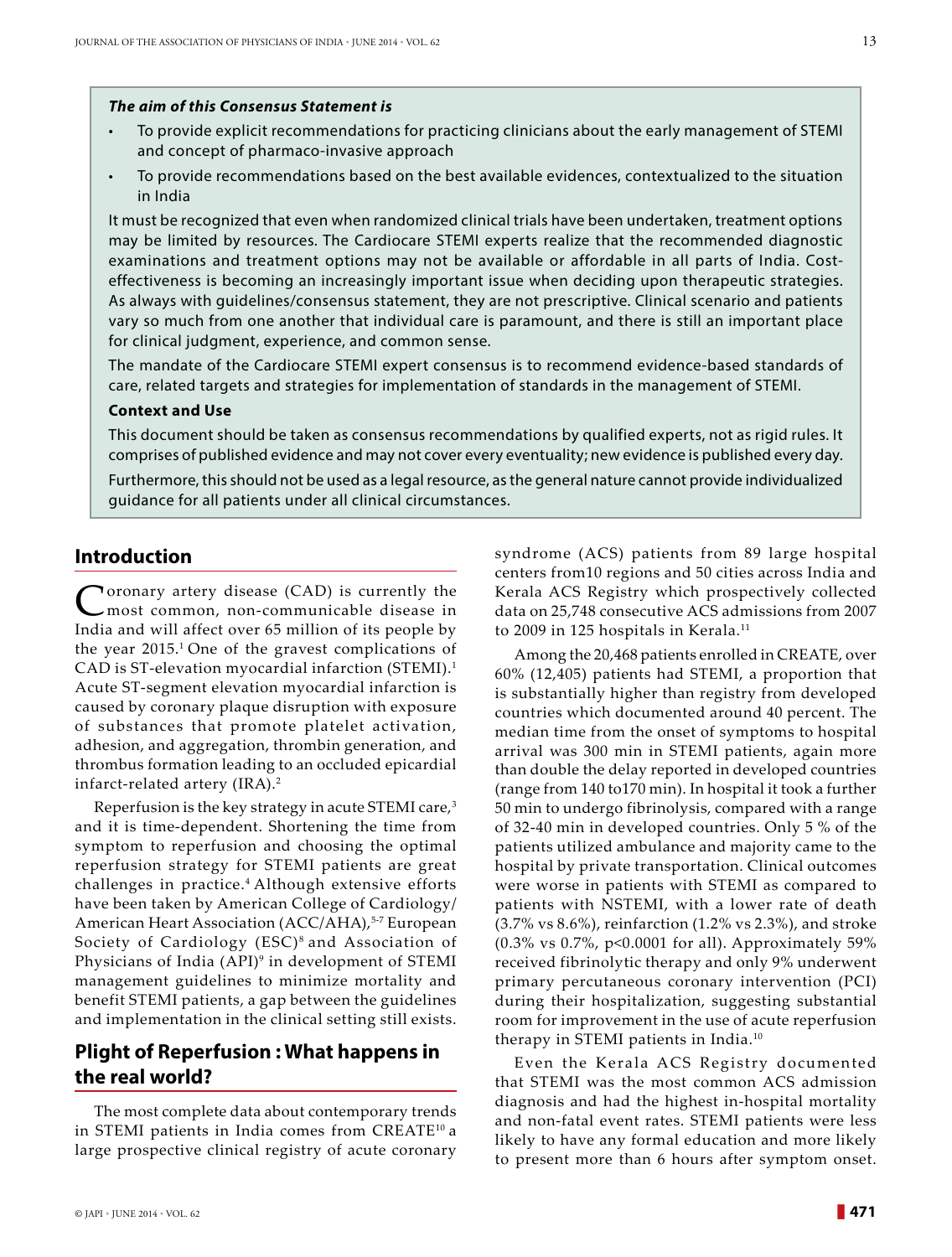***The aim of this Consensus Statement is***

- To provide explicit recommendations for practicing clinicians about the early management of STEMI and concept of pharmaco-invasive approach
- To provide recommendations based on the best available evidences, contextualized to the situation in India

It must be recognized that even when randomized clinical trials have been undertaken, treatment options may be limited by resources. The Cardiocare STEMI experts realize that the recommended diagnostic examinations and treatment options may not be available or affordable in all parts of India. Cost-effectiveness is becoming an increasingly important issue when deciding upon therapeutic strategies. As always with guidelines/consensus statement, they are not prescriptive. Clinical scenario and patients vary so much from one another that individual care is paramount, and there is still an important place for clinical judgment, experience, and common sense.

The mandate of the Cardiocare STEMI expert consensus is to recommend evidence-based standards of care, related targets and strategies for implementation of standards in the management of STEMI.

**Context and Use**

This document should be taken as consensus recommendations by qualified experts, not as rigid rules. It comprises of published evidence and may not cover every eventuality; new evidence is published every day.

Furthermore, this should not be used as a legal resource, as the general nature cannot provide individualized guidance for all patients under all clinical circumstances.

## Introduction

Coronary artery disease (CAD) is currently the most common, non-communicable disease in India and will affect over 65 million of its people by the year 2015.[1] One of the gravest complications of CAD is ST-elevation myocardial infarction (STEMI).[1] Acute ST-segment elevation myocardial infarction is caused by coronary plaque disruption with exposure of substances that promote platelet activation, adhesion, and aggregation, thrombin generation, and thrombus formation leading to an occluded epicardial infarct-related artery (IRA).[2]

Reperfusion is the key strategy in acute STEMI care,[3] and it is time-dependent. Shortening the time from symptom to reperfusion and choosing the optimal reperfusion strategy for STEMI patients are great challenges in practice.[4] Although extensive efforts have been taken by American College of Cardiology/American Heart Association (ACC/AHA),[5-7] European Society of Cardiology (ESC)[8] and Association of Physicians of India (API)[9] in development of STEMI management guidelines to minimize mortality and benefit STEMI patients, a gap between the guidelines and implementation in the clinical setting still exists.

## Plight of Reperfusion : What happens in the real world?

The most complete data about contemporary trends in STEMI patients in India comes from CREATE[10] a large prospective clinical registry of acute coronary syndrome (ACS) patients from 89 large hospital centers from10 regions and 50 cities across India and Kerala ACS Registry which prospectively collected data on 25,748 consecutive ACS admissions from 2007 to 2009 in 125 hospitals in Kerala.[11]

Among the 20,468 patients enrolled in CREATE, over 60% (12,405) patients had STEMI, a proportion that is substantially higher than registry from developed countries which documented around 40 percent. The median time from the onset of symptoms to hospital arrival was 300 min in STEMI patients, again more than double the delay reported in developed countries (range from 140 to170 min). In hospital it took a further 50 min to undergo fibrinolysis, compared with a range of 32-40 min in developed countries. Only 5 % of the patients utilized ambulance and majority came to the hospital by private transportation. Clinical outcomes were worse in patients with STEMI as compared to patients with NSTEMI, with a lower rate of death (3.7% vs 8.6%), reinfarction (1.2% vs 2.3%), and stroke (0.3% vs 0.7%, $p<0.0001$ for all). Approximately 59% received fibrinolytic therapy and only 9% underwent primary percutaneous coronary intervention (PCI) during their hospitalization, suggesting substantial room for improvement in the use of acute reperfusion therapy in STEMI patients in India.[10]

Even the Kerala ACS Registry documented that STEMI was the most common ACS admission diagnosis and had the highest in-hospital mortality and non-fatal event rates. STEMI patients were less likely to have any formal education and more likely to present more than 6 hours after symptom onset.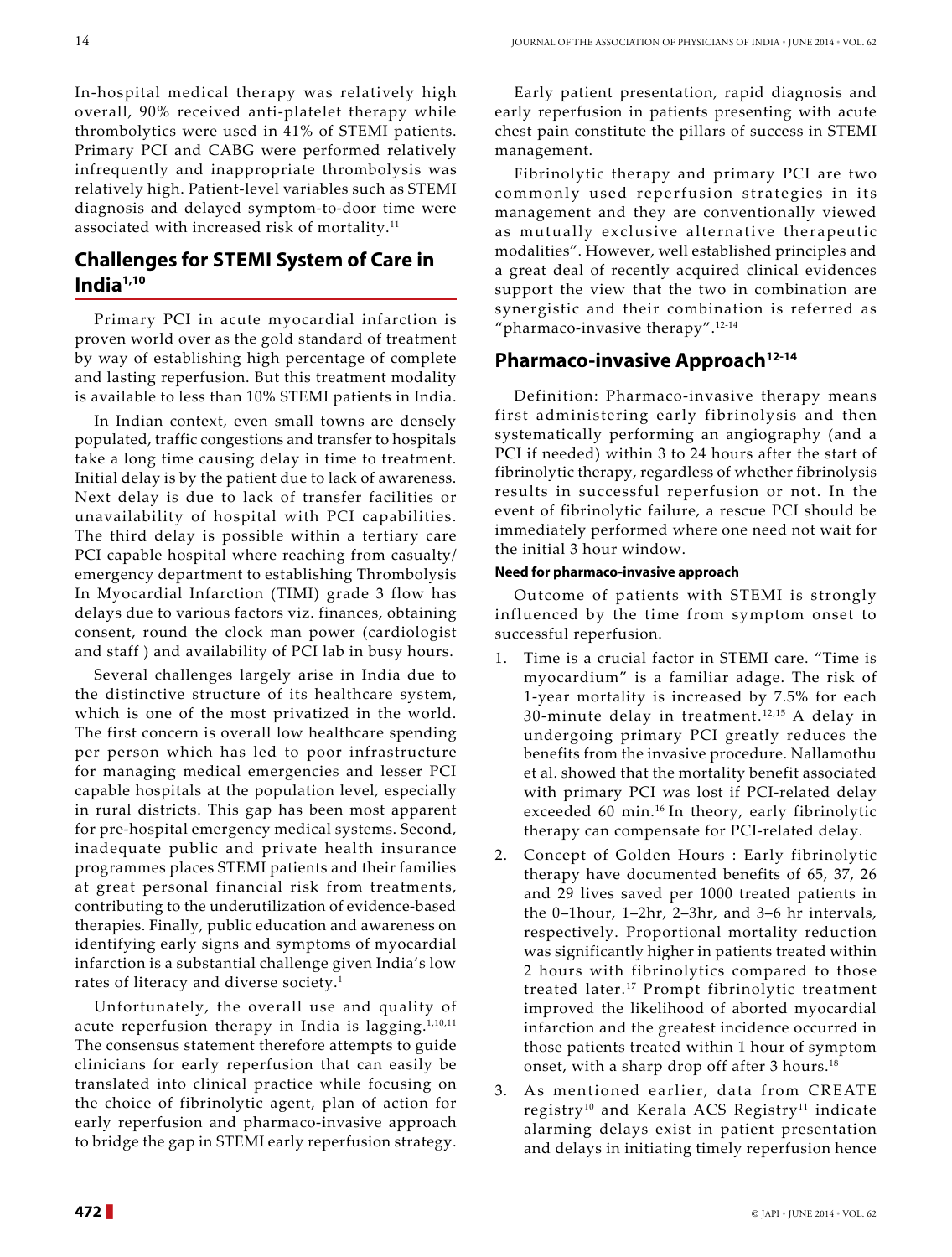In-hospital medical therapy was relatively high overall, 90% received anti-platelet therapy while thrombolytics were used in 41% of STEMI patients. Primary PCI and CABG were performed relatively infrequently and inappropriate thrombolysis was relatively high. Patient-level variables such as STEMI diagnosis and delayed symptom-to-door time were associated with increased risk of mortality.[11]

## Challenges for STEMI System of Care in India[1,10]

Primary PCI in acute myocardial infarction is proven world over as the gold standard of treatment by way of establishing high percentage of complete and lasting reperfusion. But this treatment modality is available to less than 10% STEMI patients in India.

In Indian context, even small towns are densely populated, traffic congestions and transfer to hospitals take a long time causing delay in time to treatment. Initial delay is by the patient due to lack of awareness. Next delay is due to lack of transfer facilities or unavailability of hospital with PCI capabilities. The third delay is possible within a tertiary care PCI capable hospital where reaching from casualty/ emergency department to establishing Thrombolysis In Myocardial Infarction (TIMI) grade 3 flow has delays due to various factors viz. finances, obtaining consent, round the clock man power (cardiologist and staff ) and availability of PCI lab in busy hours.

Several challenges largely arise in India due to the distinctive structure of its healthcare system, which is one of the most privatized in the world. The first concern is overall low healthcare spending per person which has led to poor infrastructure for managing medical emergencies and lesser PCI capable hospitals at the population level, especially in rural districts. This gap has been most apparent for pre-hospital emergency medical systems. Second, inadequate public and private health insurance programmes places STEMI patients and their families at great personal financial risk from treatments, contributing to the underutilization of evidence-based therapies. Finally, public education and awareness on identifying early signs and symptoms of myocardial infarction is a substantial challenge given India's low rates of literacy and diverse society.[1]

Unfortunately, the overall use and quality of acute reperfusion therapy in India is lagging.[1,10,11] The consensus statement therefore attempts to guide clinicians for early reperfusion that can easily be translated into clinical practice while focusing on the choice of fibrinolytic agent, plan of action for early reperfusion and pharmaco-invasive approach to bridge the gap in STEMI early reperfusion strategy.

Early patient presentation, rapid diagnosis and early reperfusion in patients presenting with acute chest pain constitute the pillars of success in STEMI management.

Fibrinolytic therapy and primary PCI are two commonly used reperfusion strategies in its management and they are conventionally viewed as mutually exclusive alternative therapeutic modalities". However, well established principles and a great deal of recently acquired clinical evidences support the view that the two in combination are synergistic and their combination is referred as "pharmaco-invasive therapy".[12-14]

## Pharmaco-invasive Approach[12-14]

Definition: Pharmaco-invasive therapy means first administering early fibrinolysis and then systematically performing an angiography (and a PCI if needed) within 3 to 24 hours after the start of fibrinolytic therapy, regardless of whether fibrinolysis results in successful reperfusion or not. In the event of fibrinolytic failure, a rescue PCI should be immediately performed where one need not wait for the initial 3 hour window.

#### Need for pharmaco-invasive approach

Outcome of patients with STEMI is strongly influenced by the time from symptom onset to successful reperfusion.

1. Time is a crucial factor in STEMI care. "Time is myocardium" is a familiar adage. The risk of 1-year mortality is increased by 7.5% for each 30-minute delay in treatment.[12,15] A delay in undergoing primary PCI greatly reduces the benefits from the invasive procedure. Nallamothu et al. showed that the mortality benefit associated with primary PCI was lost if PCI-related delay exceeded 60 min.[16] In theory, early fibrinolytic therapy can compensate for PCI-related delay.
2. Concept of Golden Hours : Early fibrinolytic therapy have documented benefits of 65, 37, 26 and 29 lives saved per 1000 treated patients in the 0–1hour, 1–2hr, 2–3hr, and 3–6 hr intervals, respectively. Proportional mortality reduction was significantly higher in patients treated within 2 hours with fibrinolytics compared to those treated later.[17] Prompt fibrinolytic treatment improved the likelihood of aborted myocardial infarction and the greatest incidence occurred in those patients treated within 1 hour of symptom onset, with a sharp drop off after 3 hours.[18]
3. As mentioned earlier, data from CREATE registry[10] and Kerala ACS Registry[11] indicate alarming delays exist in patient presentation and delays in initiating timely reperfusion hence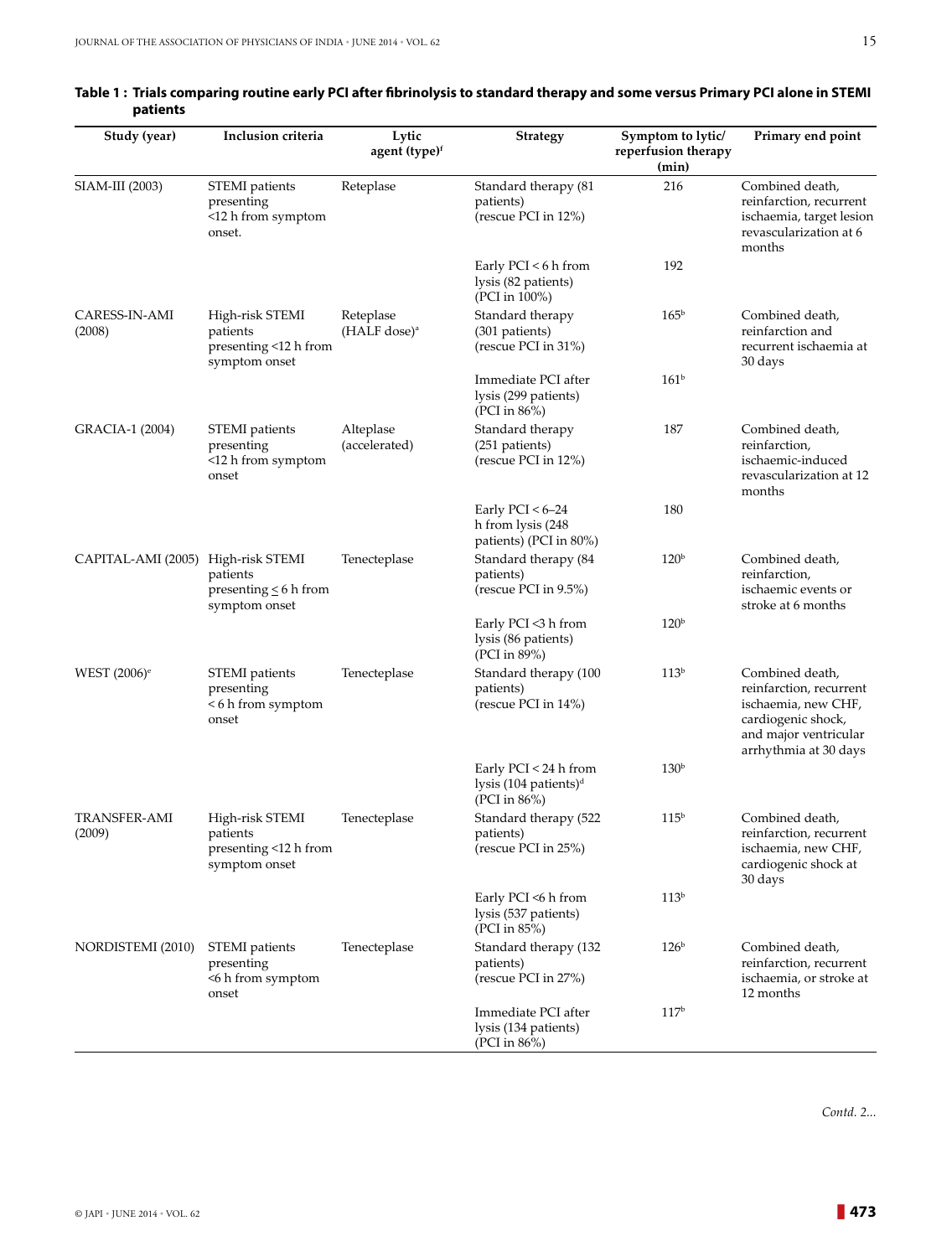**Table 1 : Trials comparing routine early PCI after fibrinolysis to standard therapy and some versus Primary PCI alone in STEMI patients**

| Study (year) | Inclusion criteria | Lytic agent (type)[f] | Strategy | Symptom to lytic/ reperfusion therapy (min) | Primary end point |
|---|---|---|---|---|---|
| SIAM-III (2003) | STEMI patients presenting <12 h from symptom onset. | Reteplase | Standard therapy (81 patients) (rescue PCI in 12%) | 216 | Combined death, reinfarction, recurrent ischaemia, target lesion revascularization at 6 months |
| | | | Early PCI < 6 h from lysis (82 patients) (PCI in 100%) | 192 | |
| CARESS-IN-AMI (2008) | High-risk STEMI patients presenting <12 h from symptom onset | Reteplase (HALF dose)[a] | Standard therapy (301 patients) (rescue PCI in 31%) | 165[b] | Combined death, reinfarction and recurrent ischaemia at 30 days |
| | | | Immediate PCI after lysis (299 patients) (PCI in 86%) | 161[b] | |
| GRACIA-1 (2004) | STEMI patients presenting <12 h from symptom onset | Alteplase (accelerated) | Standard therapy (251 patients) (rescue PCI in 12%) | 187 | Combined death, reinfarction, ischaemic-induced revascularization at 12 months |
| | | | Early PCI < 6–24 h from lysis (248 patients) (PCI in 80%) | 180 | |
| CAPITAL-AMI (2005) | High-risk STEMI patients presenting ≤ 6 h from symptom onset | Tenecteplase | Standard therapy (84 patients) (rescue PCI in 9.5%) | 120[b] | Combined death, reinfarction, ischaemic events or stroke at 6 months |
| | | | Early PCI <3 h from lysis (86 patients) (PCI in 89%) | 120[b] | |
| WEST (2006)[e] | STEMI patients presenting < 6 h from symptom onset | Tenecteplase | Standard therapy (100 patients) (rescue PCI in 14%) | 113[b] | Combined death, reinfarction, recurrent ischaemia, new CHF, cardiogenic shock, and major ventricular arrhythmia at 30 days |
| | | | Early PCI < 24 h from lysis (104 patients)[d] (PCI in 86%) | 130[b] | |
| TRANSFER-AMI (2009) | High-risk STEMI patients presenting <12 h from symptom onset | Tenecteplase | Standard therapy (522 patients) (rescue PCI in 25%) | 115[b] | Combined death, reinfarction, recurrent ischaemia, new CHF, cardiogenic shock at 30 days |
| | | | Early PCI <6 h from lysis (537 patients) (PCI in 85%) | 113[b] | |
| NORDISTEMI (2010) | STEMI patients presenting <6 h from symptom onset | Tenecteplase | Standard therapy (132 patients) (rescue PCI in 27%) | 126[b] | Combined death, reinfarction, recurrent ischaemia, or stroke at 12 months |
| | | | Immediate PCI after lysis (134 patients) (PCI in 86%) | 117[b] | |

*Contd. 2...*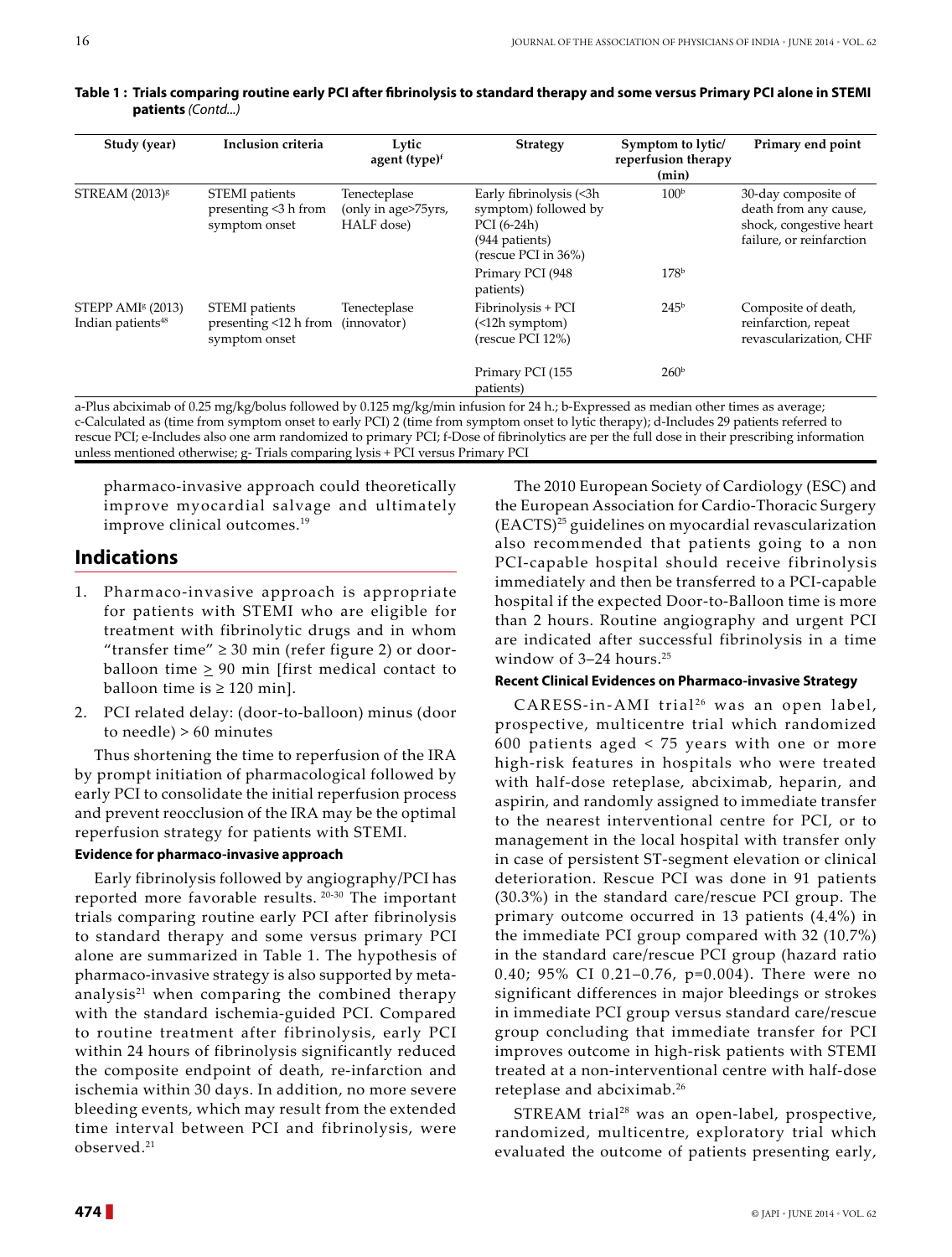**Table 1 : Trials comparing routine early PCI after fibrinolysis to standard therapy and some versus Primary PCI alone in STEMI patients** *(Contd...)*

| Study (year) | Inclusion criteria | Lytic agent (type)[f] | Strategy | Symptom to lytic/ reperfusion therapy (min) | Primary end point |
|---|---|---|---|---|---|
| STREAM (2013)[g] | STEMI patients presenting <3 h from symptom onset | Tenecteplase (only in age>75yrs, HALF dose) | Early fibrinolysis (<3h symptom) followed by PCI (6-24h) (944 patients) (rescue PCI in 36%) | 100[b] | 30-day composite of death from any cause, shock, congestive heart failure, or reinfarction |
| | | | Primary PCI (948 patients) | 178[b] | |
| STEPP AMI[g] (2013) Indian patients[48] | STEMI patients presenting <12 h from symptom onset | Tenecteplase (innovator) | Fibrinolysis + PCI (<12h symptom) (rescue PCI 12%) | 245[b] | Composite of death, reinfarction, repeat revascularization, CHF |
| | | | Primary PCI (155 patients) | 260[b] | |

a-Plus abciximab of 0.25 mg/kg/bolus followed by 0.125 mg/kg/min infusion for 24 h.; b-Expressed as median other times as average; c-Calculated as (time from symptom onset to early PCI) 2 (time from symptom onset to lytic therapy); d-Includes 29 patients referred to rescue PCI; e-Includes also one arm randomized to primary PCI; f-Dose of fibrinolytics are per the full dose in their prescribing information unless mentioned otherwise; g- Trials comparing lysis + PCI versus Primary PCI

pharmaco-invasive approach could theoretically improve myocardial salvage and ultimately improve clinical outcomes.[19]

## Indications

1. Pharmaco-invasive approach is appropriate for patients with STEMI who are eligible for treatment with fibrinolytic drugs and in whom "transfer time" ≥ 30 min (refer figure 2) or door-balloon time ≥ 90 min [first medical contact to balloon time is ≥ 120 min].
2. PCI related delay: (door-to-balloon) minus (door to needle) > 60 minutes

Thus shortening the time to reperfusion of the IRA by prompt initiation of pharmacological followed by early PCI to consolidate the initial reperfusion process and prevent reocclusion of the IRA may be the optimal reperfusion strategy for patients with STEMI.

### Evidence for pharmaco-invasive approach

Early fibrinolysis followed by angiography/PCI has reported more favorable results.[20-30] The important trials comparing routine early PCI after fibrinolysis to standard therapy and some versus primary PCI alone are summarized in Table 1. The hypothesis of pharmaco-invasive strategy is also supported by meta-analysis[21] when comparing the combined therapy with the standard ischemia-guided PCI. Compared to routine treatment after fibrinolysis, early PCI within 24 hours of fibrinolysis significantly reduced the composite endpoint of death, re-infarction and ischemia within 30 days. In addition, no more severe bleeding events, which may result from the extended time interval between PCI and fibrinolysis, were observed.[21]

The 2010 European Society of Cardiology (ESC) and the European Association for Cardio-Thoracic Surgery (EACTS)[25] guidelines on myocardial revascularization also recommended that patients going to a non PCI-capable hospital should receive fibrinolysis immediately and then be transferred to a PCI-capable hospital if the expected Door-to-Balloon time is more than 2 hours. Routine angiography and urgent PCI are indicated after successful fibrinolysis in a time window of 3–24 hours.[25]

### Recent Clinical Evidences on Pharmaco-invasive Strategy

CARESS-in-AMI trial[26] was an open label, prospective, multicentre trial which randomized 600 patients aged < 75 years with one or more high-risk features in hospitals who were treated with half-dose reteplase, abciximab, heparin, and aspirin, and randomly assigned to immediate transfer to the nearest interventional centre for PCI, or to management in the local hospital with transfer only in case of persistent ST-segment elevation or clinical deterioration. Rescue PCI was done in 91 patients (30.3%) in the standard care/rescue PCI group. The primary outcome occurred in 13 patients (4.4%) in the immediate PCI group compared with 32 (10.7%) in the standard care/rescue PCI group (hazard ratio 0.40; 95% CI 0.21–0.76, p=0.004). There were no significant differences in major bleedings or strokes in immediate PCI group versus standard care/rescue group concluding that immediate transfer for PCI improves outcome in high-risk patients with STEMI treated at a non-interventional centre with half-dose reteplase and abciximab.[26]

STREAM trial[28] was an open-label, prospective, randomized, multicentre, exploratory trial which evaluated the outcome of patients presenting early,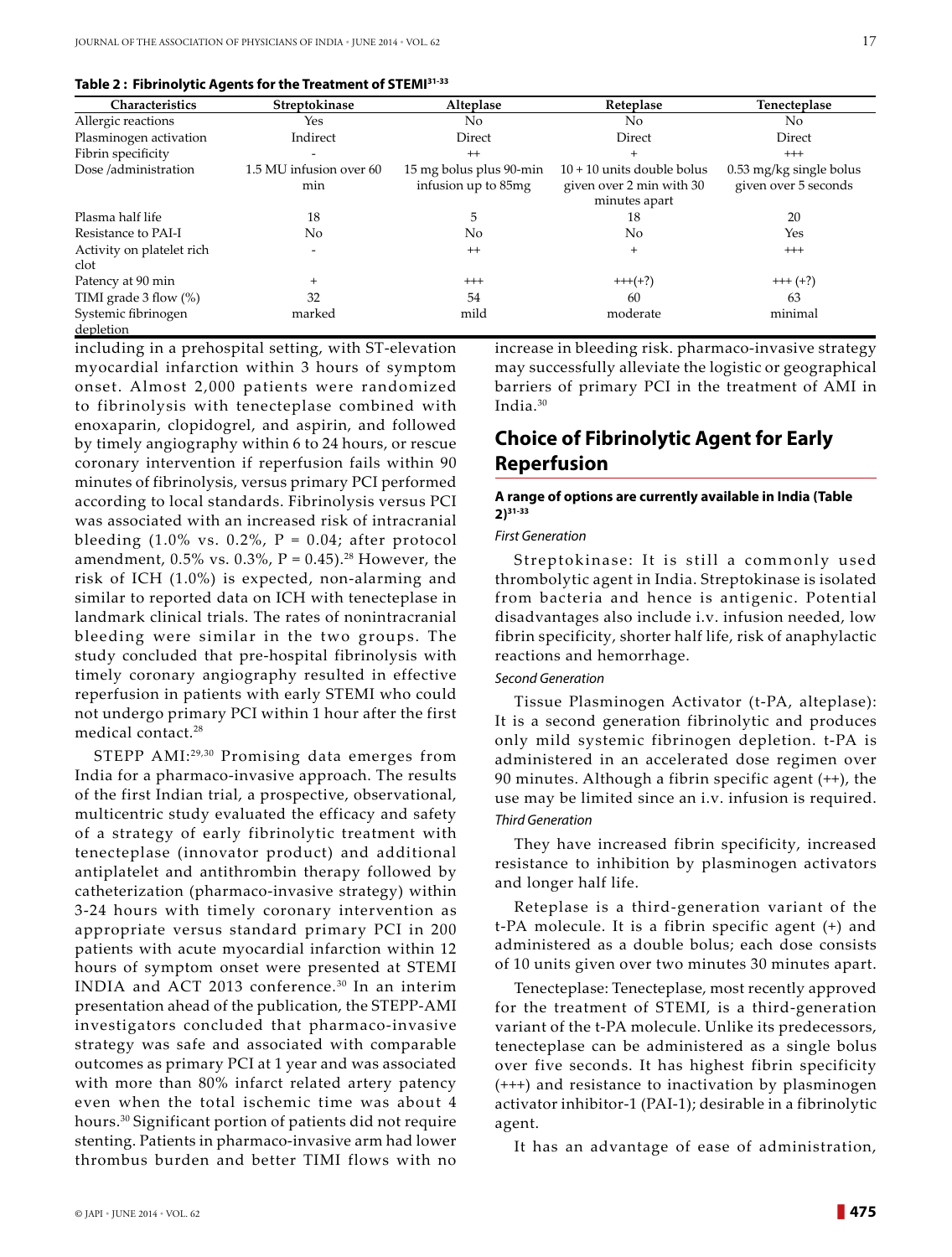**Table 2 : Fibrinolytic Agents for the Treatment of STEMI[31-33]**

| Characteristics | Streptokinase | Alteplase | Reteplase | Tenecteplase |
|---|---|---|---|---|
| Allergic reactions | Yes | No | No | No |
| Plasminogen activation | Indirect | Direct | Direct | Direct |
| Fibrin specificity | - | ++ | + | +++ |
| Dose /administration | 1.5 MU infusion over 60 min | 15 mg bolus plus 90-min infusion up to 85mg | 10 + 10 units double bolus given over 2 min with 30 minutes apart | 0.53 mg/kg single bolus given over 5 seconds |
| Plasma half life | 18 | 5 | 18 | 20 |
| Resistance to PAI-I | No | No | No | Yes |
| Activity on platelet rich clot | - | ++ | + | +++ |
| Patency at 90 min | + | +++ | +++(+?) | +++ (+?) |
| TIMI grade 3 flow (%) | 32 | 54 | 60 | 63 |
| Systemic fibrinogen depletion | marked | mild | moderate | minimal |

including in a prehospital setting, with ST-elevation myocardial infarction within 3 hours of symptom onset. Almost 2,000 patients were randomized to fibrinolysis with tenecteplase combined with enoxaparin, clopidogrel, and aspirin, and followed by timely angiography within 6 to 24 hours, or rescue coronary intervention if reperfusion fails within 90 minutes of fibrinolysis, versus primary PCI performed according to local standards. Fibrinolysis versus PCI was associated with an increased risk of intracranial bleeding (1.0% vs. 0.2%, P = 0.04; after protocol amendment, 0.5% vs. 0.3%, P = 0.45).[28] However, the risk of ICH (1.0%) is expected, non-alarming and similar to reported data on ICH with tenecteplase in landmark clinical trials. The rates of nonintracranial bleeding were similar in the two groups. The study concluded that pre-hospital fibrinolysis with timely coronary angiography resulted in effective reperfusion in patients with early STEMI who could not undergo primary PCI within 1 hour after the first medical contact.[28]

STEPP AMI:[29,30] Promising data emerges from India for a pharmaco-invasive approach. The results of the first Indian trial, a prospective, observational, multicentric study evaluated the efficacy and safety of a strategy of early fibrinolytic treatment with tenecteplase (innovator product) and additional antiplatelet and antithrombin therapy followed by catheterization (pharmaco-invasive strategy) within 3-24 hours with timely coronary intervention as appropriate versus standard primary PCI in 200 patients with acute myocardial infarction within 12 hours of symptom onset were presented at STEMI INDIA and ACT 2013 conference.[30] In an interim presentation ahead of the publication, the STEPP-AMI investigators concluded that pharmaco-invasive strategy was safe and associated with comparable outcomes as primary PCI at 1 year and was associated with more than 80% infarct related artery patency even when the total ischemic time was about 4 hours.[30] Significant portion of patients did not require stenting. Patients in pharmaco-invasive arm had lower thrombus burden and better TIMI flows with no increase in bleeding risk. pharmaco-invasive strategy may successfully alleviate the logistic or geographical barriers of primary PCI in the treatment of AMI in India.[30]

## Choice of Fibrinolytic Agent for Early Reperfusion

### A range of options are currently available in India (Table 2)[31-33]

*First Generation*

Streptokinase: It is still a commonly used thrombolytic agent in India. Streptokinase is isolated from bacteria and hence is antigenic. Potential disadvantages also include i.v. infusion needed, low fibrin specificity, shorter half life, risk of anaphylactic reactions and hemorrhage.

*Second Generation*

Tissue Plasminogen Activator (t-PA, alteplase): It is a second generation fibrinolytic and produces only mild systemic fibrinogen depletion. t-PA is administered in an accelerated dose regimen over 90 minutes. Although a fibrin specific agent (++), the use may be limited since an i.v. infusion is required.

*Third Generation*

They have increased fibrin specificity, increased resistance to inhibition by plasminogen activators and longer half life.

Reteplase is a third-generation variant of the t-PA molecule. It is a fibrin specific agent (+) and administered as a double bolus; each dose consists of 10 units given over two minutes 30 minutes apart.

Tenecteplase: Tenecteplase, most recently approved for the treatment of STEMI, is a third-generation variant of the t-PA molecule. Unlike its predecessors, tenecteplase can be administered as a single bolus over five seconds. It has highest fibrin specificity (+++) and resistance to inactivation by plasminogen activator inhibitor-1 (PAI-1); desirable in a fibrinolytic agent.

It has an advantage of ease of administration,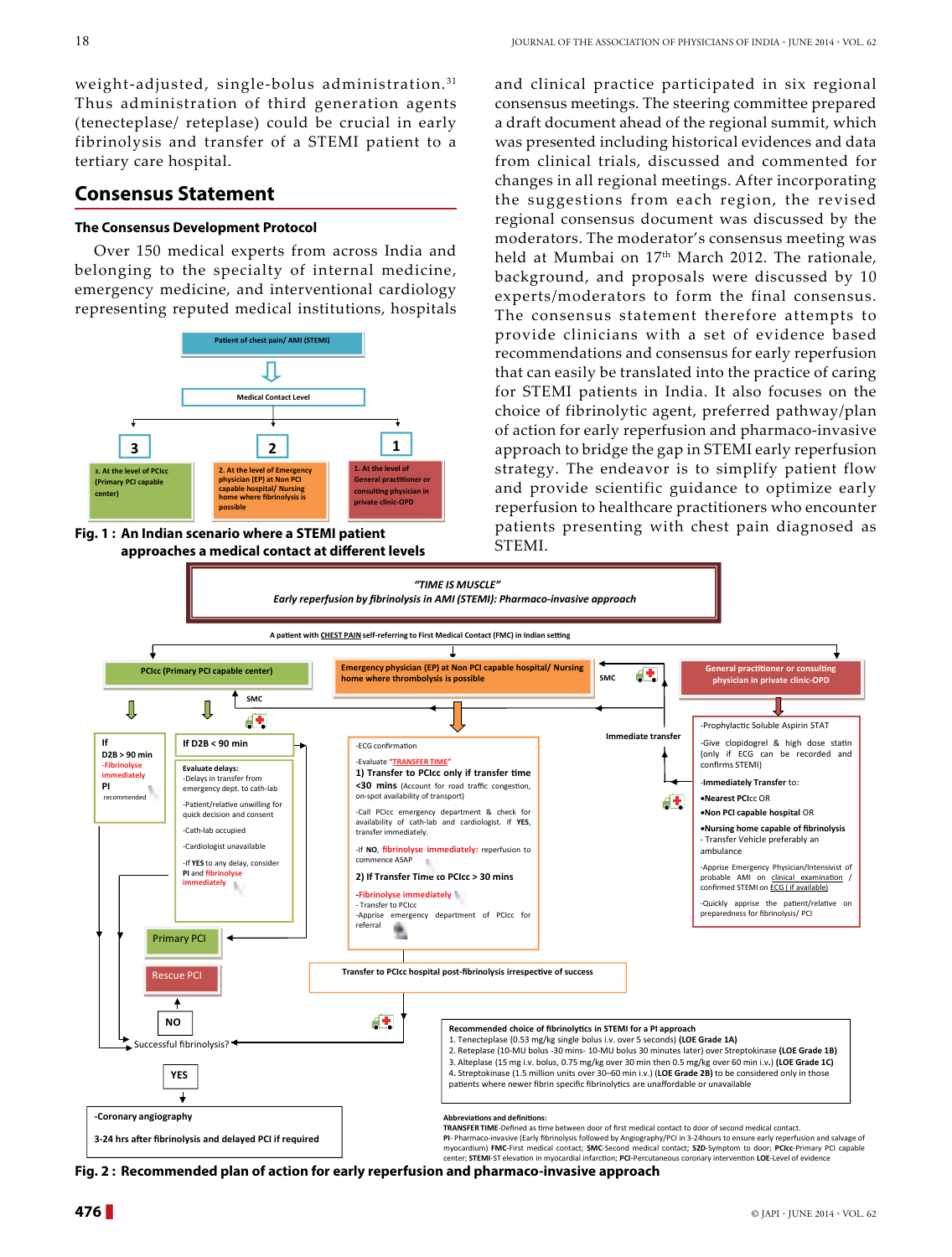weight-adjusted, single-bolus administration.[31] Thus administration of third generation agents (tenecteplase/ reteplase) could be crucial in early fibrinolysis and transfer of a STEMI patient to a tertiary care hospital.

## Consensus Statement

### The Consensus Development Protocol

Over 150 medical experts from across India and belonging to the specialty of internal medicine, emergency medicine, and interventional cardiology representing reputed medical institutions, hospitals and clinical practice participated in six regional consensus meetings. The steering committee prepared a draft document ahead of the regional summit, which was presented including historical evidences and data from clinical trials, discussed and commented for changes in all regional meetings. After incorporating the suggestions from each region, the revised regional consensus document was discussed by the moderators. The moderator's consensus meeting was held at Mumbai on 17th March 2012. The rationale, background, and proposals were discussed by 10 experts/moderators to form the final consensus. The consensus statement therefore attempts to provide clinicians with a set of evidence based recommendations and consensus for early reperfusion that can easily be translated into the practice of caring for STEMI patients in India. It also focuses on the choice of fibrinolytic agent, preferred pathway/plan of action for early reperfusion and pharmaco-invasive approach to bridge the gap in STEMI early reperfusion strategy. The endeavor is to simplify patient flow and provide scientific guidance to optimize early reperfusion to healthcare practitioners who encounter patients presenting with chest pain diagnosed as STEMI.

Patient of chest pain/ AMI (STEMI)

Medical Contact Level

- 3 — 3. At the level of PCIcc (Primary PCI capable center)
- 2 — 2. At the level of Emergency physician (EP) at Non PCI capable hospital/ Nursing home where fibrinolysis is possible
- 1 — 1. At the level of General practitioner or consulting physician in private clinic-OPD

**Fig. 1 : An Indian scenario where a STEMI patient approaches a medical contact at different levels**

*"TIME IS MUSCLE"*
*Early reperfusion by fibrinolysis in AMI (STEMI): Pharmaco-invasive approach*

A patient with CHEST PAIN self-referring to First Medical Contact (FMC) in Indian setting

**PCIcc (Primary PCI capable center)**

- If D2B > 90 min: -Fibrinolyse immediately; PI recommended
- If D2B < 90 min
  - Evaluate delays:
    - -Delays in transfer from emergency dept. to cath-lab
    - -Patient/relative unwilling for quick decision and consent
    - -Cath-lab occupied
    - -Cardiologist unavailable
    - -If YES to any delay, consider PI and fibrinolyse immediately
- Primary PCI
- Rescue PCI
- NO — Successful fibrinolysis? — YES
- -Coronary angiography; 3-24 hrs after fibrinolysis and delayed PCI if required

**Emergency physician (EP) at Non PCI capable hospital/ Nursing home where thrombolysis is possible** (SMC)

- -ECG confirmation
- -Evaluate "TRANSFER TIME"
- 1) Transfer to PCIcc only if transfer time <30 mins (Account for road traffic congestion, on-spot availability of transport)
- -Call PCIcc emergency department & check for availability of cath-lab and cardiologist. If YES, transfer immediately.
- -If NO, fibrinolyse immediately: reperfusion to commence ASAP
- 2) If Transfer Time to PCIcc > 30 mins
- -Fibrinolyse immediately
- - Transfer to PCIcc
- -Apprise emergency department of PCIcc for referral
- Transfer to PCIcc hospital post-fibrinolysis irrespective of success

**General practitioner or consulting physician in private clinic-OPD** (Immediate transfer)

- -Prophylactic Soluble Aspirin STAT
- -Give clopidogrel & high dose statin (only if ECG can be recorded and confirms STEMI)
- -Immediately Transfer to:
- •Nearest PCIcc OR
- •Non PCI capable hospital OR
- •Nursing home capable of fibrinolysis
- - Transfer Vehicle preferably an ambulance
- -Apprise Emergency Physician/Intensivist of probable AMI on clinical examination / confirmed STEMI on ECG ( if available)
- -Quickly apprise the patient/relative on preparedness for fibrinolysis/ PCI

**Recommended choice of fibrinolytics in STEMI for a PI approach**

1. Tenecteplase (0.53 mg/kg single bolus i.v. over 5 seconds) **(LOE Grade 1A)**
2. Reteplase (10-MU bolus -30 mins- 10-MU bolus 30 minutes later) over Streptokinase **(LOE Grade 1B)**
3. Alteplase (15 mg i.v. bolus, 0.75 mg/kg over 30 min then 0.5 mg/kg over 60 min i.v.) **(LOE Grade 1C)**
4. Streptokinase (1.5 million units over 30–60 min i.v.) **(LOE Grade 2B)** to be considered only in those patients where newer fibrin specific fibrinolytics are unaffordable or unavailable

**Abbreviations and definitions:**
**TRANSFER TIME**-Defined as time between door of first medical contact to door of second medical contact.
**PI**- Pharmaco-invasive (Early fibrinolysis followed by Angiography/PCI in 3-24hours to ensure early reperfusion and salvage of myocardium) **FMC**-First medical contact; **SMC**-Second medical contact; **S2D**-Symptom to door; **PCIcc**-Primary PCI capable center; **STEMI**-ST elevation in myocardial infarction; **PCI**-Percutaneous coronary intervention **LOE**-Level of evidence

**Fig. 2 : Recommended plan of action for early reperfusion and pharmaco-invasive approach**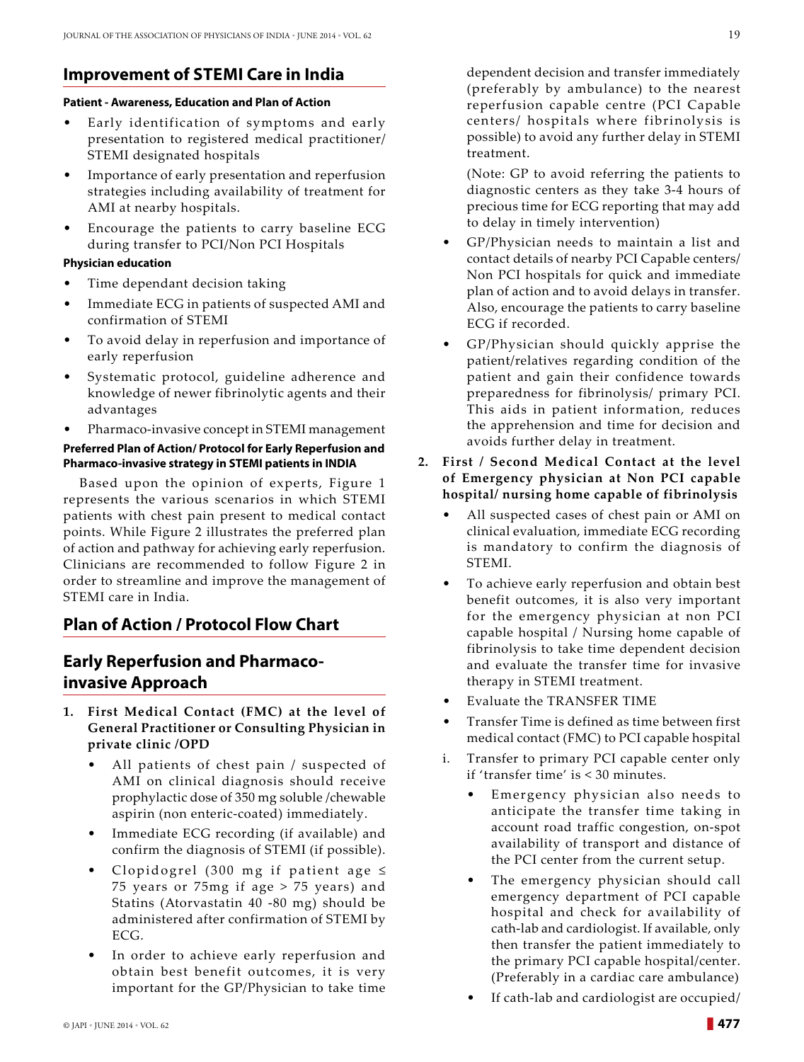## Improvement of STEMI Care in India

**Patient - Awareness, Education and Plan of Action**

- Early identification of symptoms and early presentation to registered medical practitioner/ STEMI designated hospitals
- Importance of early presentation and reperfusion strategies including availability of treatment for AMI at nearby hospitals.
- Encourage the patients to carry baseline ECG during transfer to PCI/Non PCI Hospitals

**Physician education**

- Time dependant decision taking
- Immediate ECG in patients of suspected AMI and confirmation of STEMI
- To avoid delay in reperfusion and importance of early reperfusion
- Systematic protocol, guideline adherence and knowledge of newer fibrinolytic agents and their advantages
- Pharmaco-invasive concept in STEMI management

**Preferred Plan of Action/ Protocol for Early Reperfusion and Pharmaco-invasive strategy in STEMI patients in INDIA**

Based upon the opinion of experts, Figure 1 represents the various scenarios in which STEMI patients with chest pain present to medical contact points. While Figure 2 illustrates the preferred plan of action and pathway for achieving early reperfusion. Clinicians are recommended to follow Figure 2 in order to streamline and improve the management of STEMI care in India.

## Plan of Action / Protocol Flow Chart

## Early Reperfusion and Pharmaco-invasive Approach

1. **First Medical Contact (FMC) at the level of General Practitioner or Consulting Physician in private clinic /OPD**
    - All patients of chest pain / suspected of AMI on clinical diagnosis should receive prophylactic dose of 350 mg soluble /chewable aspirin (non enteric-coated) immediately.
    - Immediate ECG recording (if available) and confirm the diagnosis of STEMI (if possible).
    - Clopidogrel (300 mg if patient age ≤ 75 years or 75mg if age > 75 years) and Statins (Atorvastatin 40 -80 mg) should be administered after confirmation of STEMI by ECG.
    - In order to achieve early reperfusion and obtain best benefit outcomes, it is very important for the GP/Physician to take time dependent decision and transfer immediately (preferably by ambulance) to the nearest reperfusion capable centre (PCI Capable centers/ hospitals where fibrinolysis is possible) to avoid any further delay in STEMI treatment.

      (Note: GP to avoid referring the patients to diagnostic centers as they take 3-4 hours of precious time for ECG reporting that may add to delay in timely intervention)
    - GP/Physician needs to maintain a list and contact details of nearby PCI Capable centers/ Non PCI hospitals for quick and immediate plan of action and to avoid delays in transfer. Also, encourage the patients to carry baseline ECG if recorded.
    - GP/Physician should quickly apprise the patient/relatives regarding condition of the patient and gain their confidence towards preparedness for fibrinolysis/ primary PCI. This aids in patient information, reduces the apprehension and time for decision and avoids further delay in treatment.

2. **First / Second Medical Contact at the level of Emergency physician at Non PCI capable hospital/ nursing home capable of fibrinolysis**
    - All suspected cases of chest pain or AMI on clinical evaluation, immediate ECG recording is mandatory to confirm the diagnosis of STEMI.
    - To achieve early reperfusion and obtain best benefit outcomes, it is also very important for the emergency physician at non PCI capable hospital / Nursing home capable of fibrinolysis to take time dependent decision and evaluate the transfer time for invasive therapy in STEMI treatment.
    - Evaluate the TRANSFER TIME
    - Transfer Time is defined as time between first medical contact (FMC) to PCI capable hospital

    i. Transfer to primary PCI capable center only if 'transfer time' is < 30 minutes.
    - Emergency physician also needs to anticipate the transfer time taking in account road traffic congestion, on-spot availability of transport and distance of the PCI center from the current setup.
    - The emergency physician should call emergency department of PCI capable hospital and check for availability of cath-lab and cardiologist. If available, only then transfer the patient immediately to the primary PCI capable hospital/center. (Preferably in a cardiac care ambulance)
    - If cath-lab and cardiologist are occupied/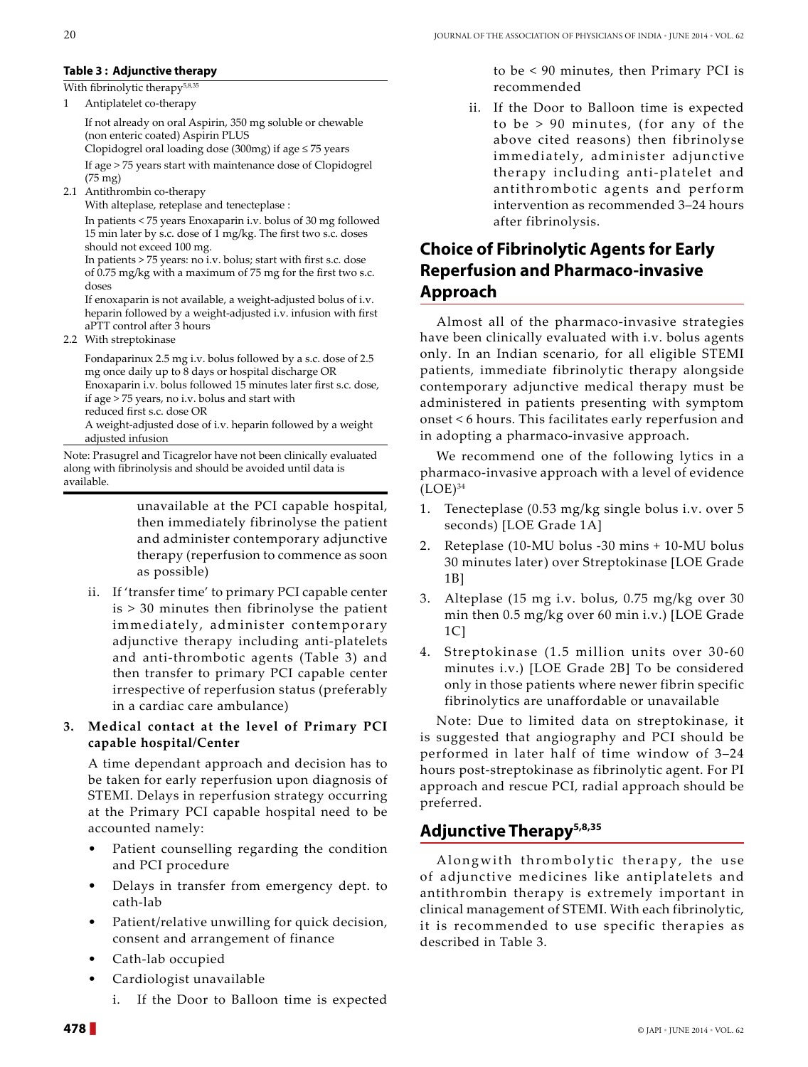**Table 3 : Adjunctive therapy**

With fibrinolytic therapy[5,8,35]

1 Antiplatelet co-therapy

If not already on oral Aspirin, 350 mg soluble or chewable (non enteric coated) Aspirin PLUS

Clopidogrel oral loading dose (300mg) if age ≤ 75 years

If age > 75 years start with maintenance dose of Clopidogrel (75 mg)

2.1 Antithrombin co-therapy

With alteplase, reteplase and tenecteplase :

In patients < 75 years Enoxaparin i.v. bolus of 30 mg followed 15 min later by s.c. dose of 1 mg/kg. The first two s.c. doses should not exceed 100 mg.

In patients > 75 years: no i.v. bolus; start with first s.c. dose of 0.75 mg/kg with a maximum of 75 mg for the first two s.c. doses

If enoxaparin is not available, a weight-adjusted bolus of i.v. heparin followed by a weight-adjusted i.v. infusion with first aPTT control after 3 hours

2.2 With streptokinase

Fondaparinux 2.5 mg i.v. bolus followed by a s.c. dose of 2.5 mg once daily up to 8 days or hospital discharge OR

Enoxaparin i.v. bolus followed 15 minutes later first s.c. dose, if age > 75 years, no i.v. bolus and start with reduced first s.c. dose OR

A weight-adjusted dose of i.v. heparin followed by a weight adjusted infusion

Note: Prasugrel and Ticagrelor have not been clinically evaluated along with fibrinolysis and should be avoided until data is available.

unavailable at the PCI capable hospital, then immediately fibrinolyse the patient and administer contemporary adjunctive therapy (reperfusion to commence as soon as possible)

ii. If 'transfer time' to primary PCI capable center is > 30 minutes then fibrinolyse the patient immediately, administer contemporary adjunctive therapy including anti-platelets and anti-thrombotic agents (Table 3) and then transfer to primary PCI capable center irrespective of reperfusion status (preferably in a cardiac care ambulance)

**3. Medical contact at the level of Primary PCI capable hospital/Center**

A time dependant approach and decision has to be taken for early reperfusion upon diagnosis of STEMI. Delays in reperfusion strategy occurring at the Primary PCI capable hospital need to be accounted namely:

- Patient counselling regarding the condition and PCI procedure
- Delays in transfer from emergency dept. to cath-lab
- Patient/relative unwilling for quick decision, consent and arrangement of finance
- Cath-lab occupied
- Cardiologist unavailable

i. If the Door to Balloon time is expected to be < 90 minutes, then Primary PCI is recommended

ii. If the Door to Balloon time is expected to be > 90 minutes, (for any of the above cited reasons) then fibrinolyse immediately, administer adjunctive therapy including anti-platelet and antithrombotic agents and perform intervention as recommended 3–24 hours after fibrinolysis.

## Choice of Fibrinolytic Agents for Early Reperfusion and Pharmaco-invasive Approach

Almost all of the pharmaco-invasive strategies have been clinically evaluated with i.v. bolus agents only. In an Indian scenario, for all eligible STEMI patients, immediate fibrinolytic therapy alongside contemporary adjunctive medical therapy must be administered in patients presenting with symptom onset < 6 hours. This facilitates early reperfusion and in adopting a pharmaco-invasive approach.

We recommend one of the following lytics in a pharmaco-invasive approach with a level of evidence (LOE)[34]

1. Tenecteplase (0.53 mg/kg single bolus i.v. over 5 seconds) [LOE Grade 1A]
2. Reteplase (10-MU bolus -30 mins + 10-MU bolus 30 minutes later) over Streptokinase [LOE Grade 1B]
3. Alteplase (15 mg i.v. bolus, 0.75 mg/kg over 30 min then 0.5 mg/kg over 60 min i.v.) [LOE Grade 1C]
4. Streptokinase (1.5 million units over 30-60 minutes i.v.) [LOE Grade 2B] To be considered only in those patients where newer fibrin specific fibrinolytics are unaffordable or unavailable

Note: Due to limited data on streptokinase, it is suggested that angiography and PCI should be performed in later half of time window of 3–24 hours post-streptokinase as fibrinolytic agent. For PI approach and rescue PCI, radial approach should be preferred.

## Adjunctive Therapy[5,8,35]

Alongwith thrombolytic therapy, the use of adjunctive medicines like antiplatelets and antithrombin therapy is extremely important in clinical management of STEMI. With each fibrinolytic, it is recommended to use specific therapies as described in Table 3.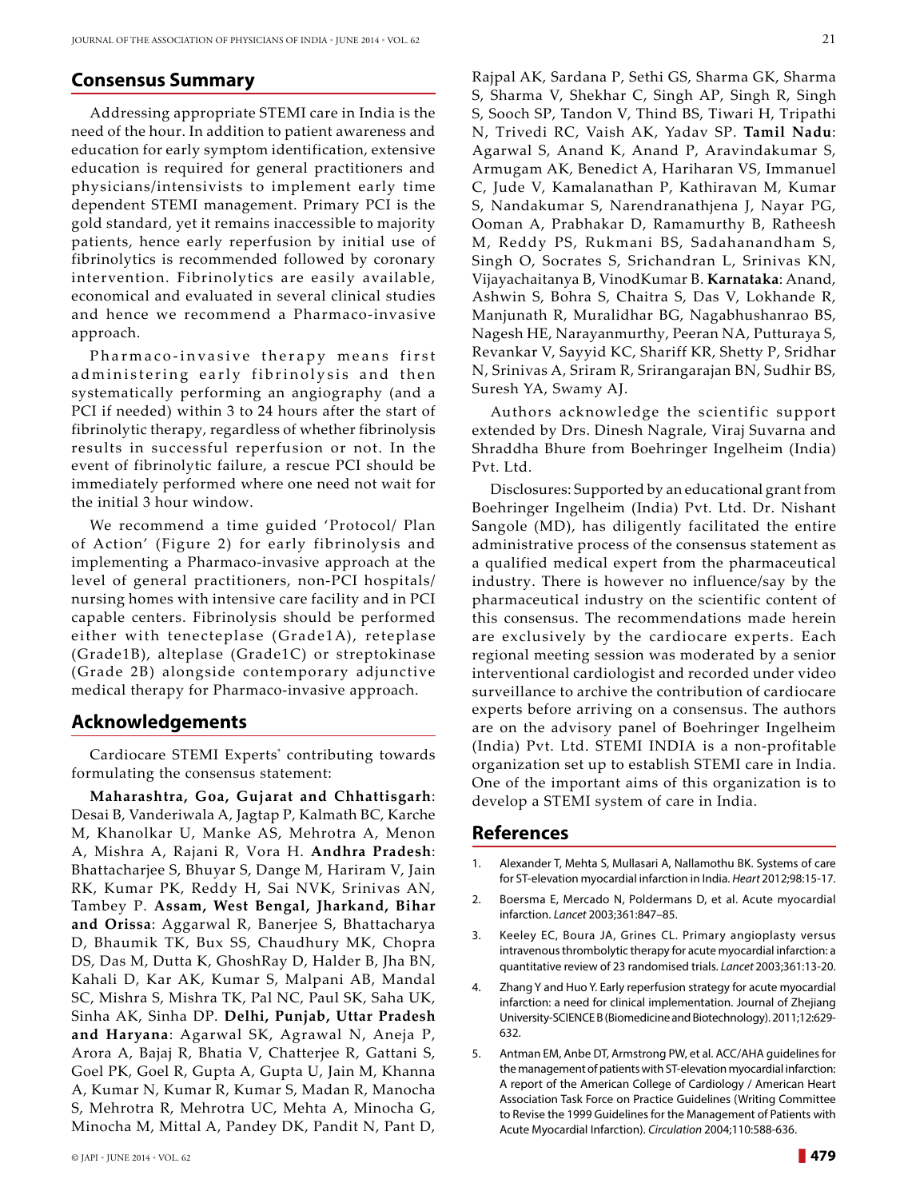## Consensus Summary

Addressing appropriate STEMI care in India is the need of the hour. In addition to patient awareness and education for early symptom identification, extensive education is required for general practitioners and physicians/intensivists to implement early time dependent STEMI management. Primary PCI is the gold standard, yet it remains inaccessible to majority patients, hence early reperfusion by initial use of fibrinolytics is recommended followed by coronary intervention. Fibrinolytics are easily available, economical and evaluated in several clinical studies and hence we recommend a Pharmaco-invasive approach.

Pharmaco-invasive therapy means first administering early fibrinolysis and then systematically performing an angiography (and a PCI if needed) within 3 to 24 hours after the start of fibrinolytic therapy, regardless of whether fibrinolysis results in successful reperfusion or not. In the event of fibrinolytic failure, a rescue PCI should be immediately performed where one need not wait for the initial 3 hour window.

We recommend a time guided 'Protocol/ Plan of Action' (Figure 2) for early fibrinolysis and implementing a Pharmaco-invasive approach at the level of general practitioners, non-PCI hospitals/ nursing homes with intensive care facility and in PCI capable centers. Fibrinolysis should be performed either with tenecteplase (Grade1A), reteplase (Grade1B), alteplase (Grade1C) or streptokinase (Grade 2B) alongside contemporary adjunctive medical therapy for Pharmaco-invasive approach.

## Acknowledgements

Cardiocare STEMI Experts* contributing towards formulating the consensus statement:

**Maharashtra, Goa, Gujarat and Chhattisgarh**: Desai B, Vanderiwala A, Jagtap P, Kalmath BC, Karche M, Khanolkar U, Manke AS, Mehrotra A, Menon A, Mishra A, Rajani R, Vora H. **Andhra Pradesh**: Bhattacharjee S, Bhuyar S, Dange M, Hariram V, Jain RK, Kumar PK, Reddy H, Sai NVK, Srinivas AN, Tambey P. **Assam, West Bengal, Jharkand, Bihar and Orissa**: Aggarwal R, Banerjee S, Bhattacharya D, Bhaumik TK, Bux SS, Chaudhury MK, Chopra DS, Das M, Dutta K, GhoshRay D, Halder B, Jha BN, Kahali D, Kar AK, Kumar S, Malpani AB, Mandal SC, Mishra S, Mishra TK, Pal NC, Paul SK, Saha UK, Sinha AK, Sinha DP. **Delhi, Punjab, Uttar Pradesh and Haryana**: Agarwal SK, Agrawal N, Aneja P, Arora A, Bajaj R, Bhatia V, Chatterjee R, Gattani S, Goel PK, Goel R, Gupta A, Gupta U, Jain M, Khanna A, Kumar N, Kumar R, Kumar S, Madan R, Manocha S, Mehrotra R, Mehrotra UC, Mehta A, Minocha G, Minocha M, Mittal A, Pandey DK, Pandit N, Pant D, Rajpal AK, Sardana P, Sethi GS, Sharma GK, Sharma S, Sharma V, Shekhar C, Singh AP, Singh R, Singh S, Sooch SP, Tandon V, Thind BS, Tiwari H, Tripathi N, Trivedi RC, Vaish AK, Yadav SP. **Tamil Nadu**: Agarwal S, Anand K, Anand P, Aravindakumar S, Armugam AK, Benedict A, Hariharan VS, Immanuel C, Jude V, Kamalanathan P, Kathiravan M, Kumar S, Nandakumar S, Narendranathjena J, Nayar PG, Ooman A, Prabhakar D, Ramamurthy B, Ratheesh M, Reddy PS, Rukmani BS, Sadahanandham S, Singh O, Socrates S, Srichandran L, Srinivas KN, Vijayachaitanya B, VinodKumar B. **Karnataka**: Anand, Ashwin S, Bohra S, Chaitra S, Das V, Lokhande R, Manjunath R, Muralidhar BG, Nagabhushanrao BS, Nagesh HE, Narayanmurthy, Peeran NA, Putturaya S, Revankar V, Sayyid KC, Shariff KR, Shetty P, Sridhar N, Srinivas A, Sriram R, Srirangarajan BN, Sudhir BS, Suresh YA, Swamy AJ.

Authors acknowledge the scientific support extended by Drs. Dinesh Nagrale, Viraj Suvarna and Shraddha Bhure from Boehringer Ingelheim (India) Pvt. Ltd.

Disclosures: Supported by an educational grant from Boehringer Ingelheim (India) Pvt. Ltd. Dr. Nishant Sangole (MD), has diligently facilitated the entire administrative process of the consensus statement as a qualified medical expert from the pharmaceutical industry. There is however no influence/say by the pharmaceutical industry on the scientific content of this consensus. The recommendations made herein are exclusively by the cardiocare experts. Each regional meeting session was moderated by a senior interventional cardiologist and recorded under video surveillance to archive the contribution of cardiocare experts before arriving on a consensus. The authors are on the advisory panel of Boehringer Ingelheim (India) Pvt. Ltd. STEMI INDIA is a non-profitable organization set up to establish STEMI care in India. One of the important aims of this organization is to develop a STEMI system of care in India.

## References

1. Alexander T, Mehta S, Mullasari A, Nallamothu BK. Systems of care for ST-elevation myocardial infarction in India. *Heart* 2012;98:15-17.
2. Boersma E, Mercado N, Poldermans D, et al. Acute myocardial infarction. *Lancet* 2003;361:847–85.
3. Keeley EC, Boura JA, Grines CL. Primary angioplasty versus intravenous thrombolytic therapy for acute myocardial infarction: a quantitative review of 23 randomised trials. *Lancet* 2003;361:13-20.
4. Zhang Y and Huo Y. Early reperfusion strategy for acute myocardial infarction: a need for clinical implementation. Journal of Zhejiang University-SCIENCE B (Biomedicine and Biotechnology). 2011;12:629-632.
5. Antman EM, Anbe DT, Armstrong PW, et al. ACC/AHA guidelines for the management of patients with ST-elevation myocardial infarction: A report of the American College of Cardiology / American Heart Association Task Force on Practice Guidelines (Writing Committee to Revise the 1999 Guidelines for the Management of Patients with Acute Myocardial Infarction). *Circulation* 2004;110:588-636.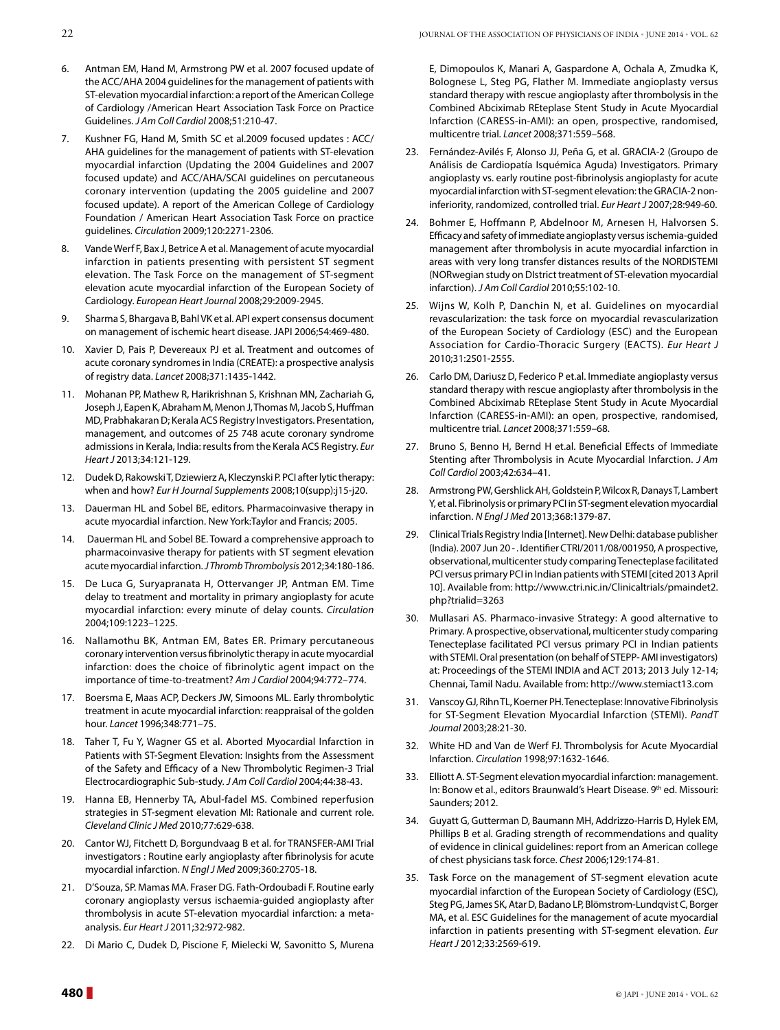6. Antman EM, Hand M, Armstrong PW et al. 2007 focused update of the ACC/AHA 2004 guidelines for the management of patients with ST-elevation myocardial infarction: a report of the American College of Cardiology /American Heart Association Task Force on Practice Guidelines. *J Am Coll Cardiol* 2008;51:210-47.

7. Kushner FG, Hand M, Smith SC et al.2009 focused updates : ACC/AHA guidelines for the management of patients with ST-elevation myocardial infarction (Updating the 2004 Guidelines and 2007 focused update) and ACC/AHA/SCAI guidelines on percutaneous coronary intervention (updating the 2005 guideline and 2007 focused update). A report of the American College of Cardiology Foundation / American Heart Association Task Force on practice guidelines. *Circulation* 2009;120:2271-2306.

8. Vande Werf F, Bax J, Betrice A et al. Management of acute myocardial infarction in patients presenting with persistent ST segment elevation. The Task Force on the management of ST-segment elevation acute myocardial infarction of the European Society of Cardiology. *European Heart Journal* 2008;29:2009-2945.

9. Sharma S, Bhargava B, Bahl VK et al. API expert consensus document on management of ischemic heart disease. JAPI 2006;54:469-480.

10. Xavier D, Pais P, Devereaux PJ et al. Treatment and outcomes of acute coronary syndromes in India (CREATE): a prospective analysis of registry data. *Lancet* 2008;371:1435-1442.

11. Mohanan PP, Mathew R, Harikrishnan S, Krishnan MN, Zachariah G, Joseph J, Eapen K, Abraham M, Menon J, Thomas M, Jacob S, Huffman MD, Prabhakaran D; Kerala ACS Registry Investigators. Presentation, management, and outcomes of 25 748 acute coronary syndrome admissions in Kerala, India: results from the Kerala ACS Registry. *Eur Heart J* 2013;34:121-129.

12. Dudek D, Rakowski T, Dziewierz A, Kleczynski P. PCI after lytic therapy: when and how? *Eur H Journal Supplements* 2008;10(supp):j15-j20.

13. Dauerman HL and Sobel BE, editors. Pharmacoinvasive therapy in acute myocardial infarction. New York:Taylor and Francis; 2005.

14. Dauerman HL and Sobel BE. Toward a comprehensive approach to pharmacoinvasive therapy for patients with ST segment elevation acute myocardial infarction. *J Thromb Thrombolysis* 2012;34:180-186.

15. De Luca G, Suryapranata H, Ottervanger JP, Antman EM. Time delay to treatment and mortality in primary angioplasty for acute myocardial infarction: every minute of delay counts. *Circulation* 2004;109:1223–1225.

16. Nallamothu BK, Antman EM, Bates ER. Primary percutaneous coronary intervention versus fibrinolytic therapy in acute myocardial infarction: does the choice of fibrinolytic agent impact on the importance of time-to-treatment? *Am J Cardiol* 2004;94:772–774.

17. Boersma E, Maas ACP, Deckers JW, Simoons ML. Early thrombolytic treatment in acute myocardial infarction: reappraisal of the golden hour. *Lancet* 1996;348:771–75.

18. Taher T, Fu Y, Wagner GS et al. Aborted Myocardial Infarction in Patients with ST-Segment Elevation: Insights from the Assessment of the Safety and Efficacy of a New Thrombolytic Regimen-3 Trial Electrocardiographic Sub-study. *J Am Coll Cardiol* 2004;44:38-43.

19. Hanna EB, Hennerby TA, Abul-fadel MS. Combined reperfusion strategies in ST-segment elevation MI: Rationale and current role. *Cleveland Clinic J Med* 2010;77:629-638.

20. Cantor WJ, Fitchett D, Borgundvaag B et al. for TRANSFER-AMI Trial investigators : Routine early angioplasty after fibrinolysis for acute myocardial infarction. *N Engl J Med* 2009;360:2705-18.

21. D'Souza, SP. Mamas MA. Fraser DG. Fath-Ordoubadi F. Routine early coronary angioplasty versus ischaemia-guided angioplasty after thrombolysis in acute ST-elevation myocardial infarction: a meta-analysis. *Eur Heart J* 2011;32:972-982.

22. Di Mario C, Dudek D, Piscione F, Mielecki W, Savonitto S, Murena E, Dimopoulos K, Manari A, Gaspardone A, Ochala A, Zmudka K, Bolognese L, Steg PG, Flather M. Immediate angioplasty versus standard therapy with rescue angioplasty after thrombolysis in the Combined Abciximab REteplase Stent Study in Acute Myocardial Infarction (CARESS-in-AMI): an open, prospective, randomised, multicentre trial. *Lancet* 2008;371:559–568.

23. Fernández-Avilés F, Alonso JJ, Peña G, et al. GRACIA-2 (Groupo de Análisis de Cardiopatía Isquémica Aguda) Investigators. Primary angioplasty vs. early routine post-fibrinolysis angioplasty for acute myocardial infarction with ST-segment elevation: the GRACIA-2 non-inferiority, randomized, controlled trial. *Eur Heart J* 2007;28:949-60.

24. Bohmer E, Hoffmann P, Abdelnoor M, Arnesen H, Halvorsen S. Efficacy and safety of immediate angioplasty versus ischemia-guided management after thrombolysis in acute myocardial infarction in areas with very long transfer distances results of the NORDISTEMI (NORwegian study on DIstrict treatment of ST-elevation myocardial infarction). *J Am Coll Cardiol* 2010;55:102-10.

25. Wijns W, Kolh P, Danchin N, et al. Guidelines on myocardial revascularization: the task force on myocardial revascularization of the European Society of Cardiology (ESC) and the European Association for Cardio-Thoracic Surgery (EACTS). *Eur Heart J* 2010;31:2501-2555.

26. Carlo DM, Dariusz D, Federico P et.al. Immediate angioplasty versus standard therapy with rescue angioplasty after thrombolysis in the Combined Abciximab REteplase Stent Study in Acute Myocardial Infarction (CARESS-in-AMI): an open, prospective, randomised, multicentre trial. *Lancet* 2008;371:559–68.

27. Bruno S, Benno H, Bernd H et.al. Beneficial Effects of Immediate Stenting after Thrombolysis in Acute Myocardial Infarction. *J Am Coll Cardiol* 2003;42:634–41.

28. Armstrong PW, Gershlick AH, Goldstein P, Wilcox R, Danays T, Lambert Y, et al. Fibrinolysis or primary PCI in ST-segment elevation myocardial infarction. *N Engl J Med* 2013;368:1379-87.

29. Clinical Trials Registry India [Internet]. New Delhi: database publisher (India). 2007 Jun 20 - . Identifier CTRI/2011/08/001950, A prospective, observational, multicenter study comparing Tenecteplase facilitated PCI versus primary PCI in Indian patients with STEMI [cited 2013 April 10]. Available from: http://www.ctri.nic.in/Clinicaltrials/pmaindet2.php?trialid=3263

30. Mullasari AS. Pharmaco-invasive Strategy: A good alternative to Primary. A prospective, observational, multicenter study comparing Tenecteplase facilitated PCI versus primary PCI in Indian patients with STEMI. Oral presentation (on behalf of STEPP- AMI investigators) at: Proceedings of the STEMI INDIA and ACT 2013; 2013 July 12-14; Chennai, Tamil Nadu. Available from: http://www.stemiact13.com

31. Vanscoy GJ, Rihn TL, Koerner PH. Tenecteplase: Innovative Fibrinolysis for ST-Segment Elevation Myocardial Infarction (STEMI). *PandT Journal* 2003;28:21-30.

32. White HD and Van de Werf FJ. Thrombolysis for Acute Myocardial Infarction. *Circulation* 1998;97:1632-1646.

33. Elliott A. ST-Segment elevation myocardial infarction: management. In: Bonow et al., editors Braunwald's Heart Disease. 9th ed. Missouri: Saunders; 2012.

34. Guyatt G, Gutterman D, Baumann MH, Addrizzo-Harris D, Hylek EM, Phillips B et al. Grading strength of recommendations and quality of evidence in clinical guidelines: report from an American college of chest physicians task force. *Chest* 2006;129:174-81.

35. Task Force on the management of ST-segment elevation acute myocardial infarction of the European Society of Cardiology (ESC), Steg PG, James SK, Atar D, Badano LP, Blömstrom-Lundqvist C, Borger MA, et al. ESC Guidelines for the management of acute myocardial infarction in patients presenting with ST-segment elevation. *Eur Heart J* 2012;33:2569-619.